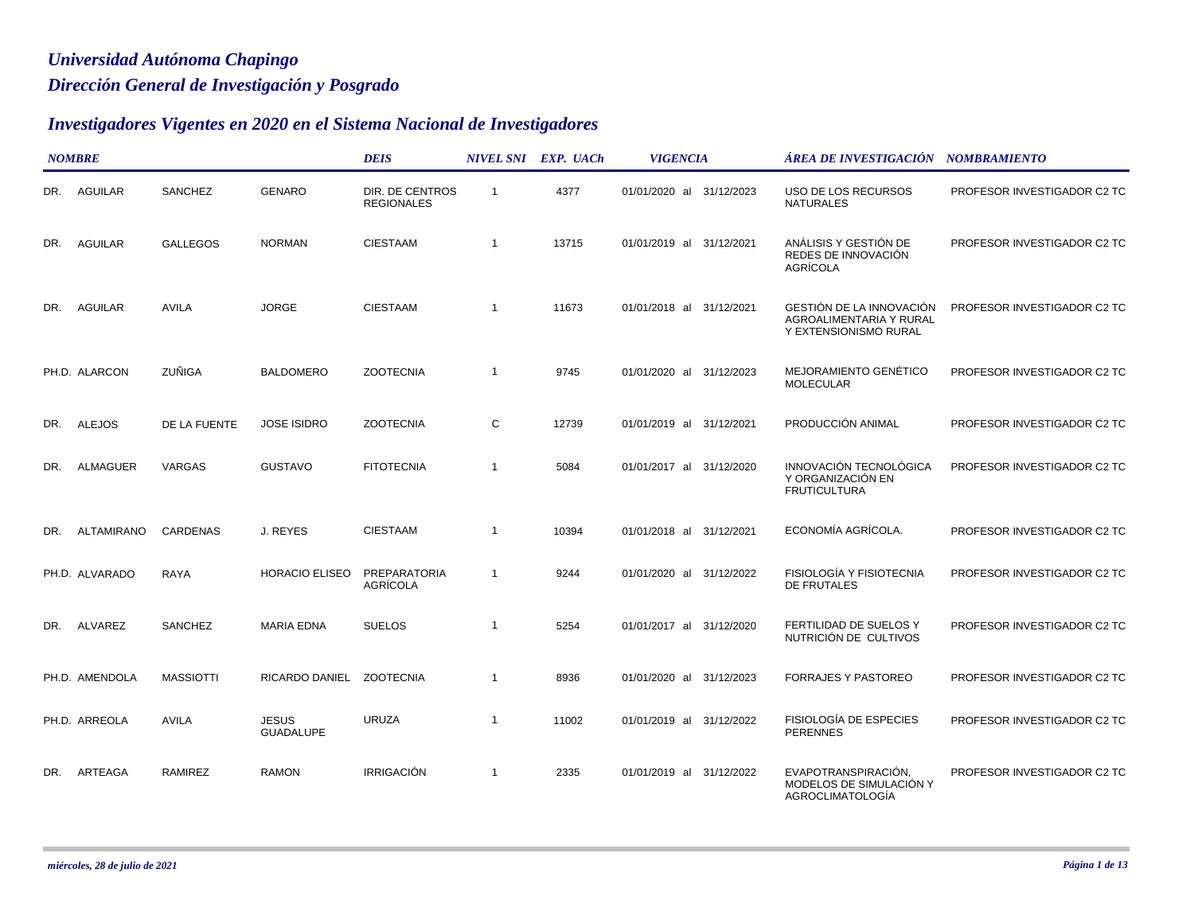# Universidad Autónoma Chapingo

## Dirección General de Investigación y Posgrado

## Investigadores Vigentes en 2020 en el Sistema Nacional de Investigadores

| NOMBRE | | | | DEIS | NIVEL SNI | EXP. UACh | VIGENCIA | ÁREA DE INVESTIGACIÓN | NOMBRAMIENTO |
|---|---|---|---|---|---|---|---|---|---|
| DR. | AGUILAR | SANCHEZ | GENARO | DIR. DE CENTROS REGIONALES | 1 | 4377 | 01/01/2020 al 31/12/2023 | USO DE LOS RECURSOS NATURALES | PROFESOR INVESTIGADOR C2 TC |
| DR. | AGUILAR | GALLEGOS | NORMAN | CIESTAAM | 1 | 13715 | 01/01/2019 al 31/12/2021 | ANÁLISIS Y GESTIÓN DE REDES DE INNOVACIÓN AGRÍCOLA | PROFESOR INVESTIGADOR C2 TC |
| DR. | AGUILAR | AVILA | JORGE | CIESTAAM | 1 | 11673 | 01/01/2018 al 31/12/2021 | GESTIÓN DE LA INNOVACIÓN AGROALIMENTARIA Y RURAL Y EXTENSIONISMO RURAL | PROFESOR INVESTIGADOR C2 TC |
| PH.D. | ALARCON | ZUÑIGA | BALDOMERO | ZOOTECNIA | 1 | 9745 | 01/01/2020 al 31/12/2023 | MEJORAMIENTO GENÉTICO MOLECULAR | PROFESOR INVESTIGADOR C2 TC |
| DR. | ALEJOS | DE LA FUENTE | JOSE ISIDRO | ZOOTECNIA | C | 12739 | 01/01/2019 al 31/12/2021 | PRODUCCIÓN ANIMAL | PROFESOR INVESTIGADOR C2 TC |
| DR. | ALMAGUER | VARGAS | GUSTAVO | FITOTECNIA | 1 | 5084 | 01/01/2017 al 31/12/2020 | INNOVACIÓN TECNOLÓGICA Y ORGANIZACIÓN EN FRUTICULTURA | PROFESOR INVESTIGADOR C2 TC |
| DR. | ALTAMIRANO | CARDENAS | J. REYES | CIESTAAM | 1 | 10394 | 01/01/2018 al 31/12/2021 | ECONOMÍA AGRÍCOLA. | PROFESOR INVESTIGADOR C2 TC |
| PH.D. | ALVARADO | RAYA | HORACIO ELISEO | PREPARATORIA AGRÍCOLA | 1 | 9244 | 01/01/2020 al 31/12/2022 | FISIOLOGÍA Y FISIOTECNIA DE FRUTALES | PROFESOR INVESTIGADOR C2 TC |
| DR. | ALVAREZ | SANCHEZ | MARIA EDNA | SUELOS | 1 | 5254 | 01/01/2017 al 31/12/2020 | FERTILIDAD DE SUELOS Y NUTRICIÓN DE CULTIVOS | PROFESOR INVESTIGADOR C2 TC |
| PH.D. | AMENDOLA | MASSIOTTI | RICARDO DANIEL | ZOOTECNIA | 1 | 8936 | 01/01/2020 al 31/12/2023 | FORRAJES Y PASTOREO | PROFESOR INVESTIGADOR C2 TC |
| PH.D. | ARREOLA | AVILA | JESUS GUADALUPE | URUZA | 1 | 11002 | 01/01/2019 al 31/12/2022 | FISIOLOGÍA DE ESPECIES PERENNES | PROFESOR INVESTIGADOR C2 TC |
| DR. | ARTEAGA | RAMIREZ | RAMON | IRRIGACIÓN | 1 | 2335 | 01/01/2019 al 31/12/2022 | EVAPOTRANSPIRACIÓN, MODELOS DE SIMULACIÓN Y AGROCLIMATOLOGÍA | PROFESOR INVESTIGADOR C2 TC |

*miércoles, 28 de julio de 2021*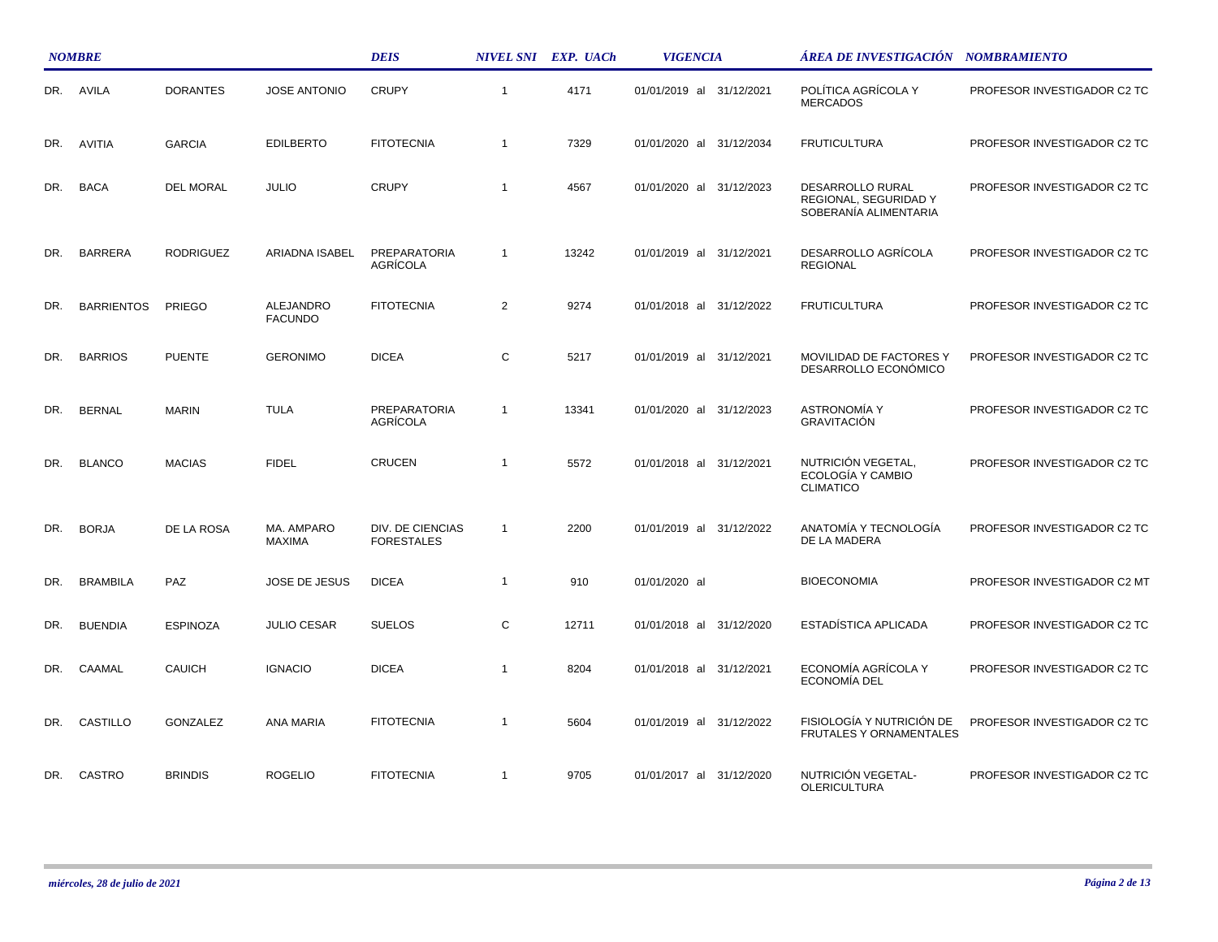| NOMBRE | | | | DEIS | NIVEL SNI | EXP. UACh | VIGENCIA | ÁREA DE INVESTIGACIÓN | NOMBRAMIENTO |
|---|---|---|---|---|---|---|---|---|---|
| DR. | AVILA | DORANTES | JOSE ANTONIO | CRUPY | 1 | 4171 | 01/01/2019 al 31/12/2021 | POLÍTICA AGRÍCOLA Y MERCADOS | PROFESOR INVESTIGADOR C2 TC |
| DR. | AVITIA | GARCIA | EDILBERTO | FITOTECNIA | 1 | 7329 | 01/01/2020 al 31/12/2034 | FRUTICULTURA | PROFESOR INVESTIGADOR C2 TC |
| DR. | BACA | DEL MORAL | JULIO | CRUPY | 1 | 4567 | 01/01/2020 al 31/12/2023 | DESARROLLO RURAL REGIONAL, SEGURIDAD Y SOBERANÍA ALIMENTARIA | PROFESOR INVESTIGADOR C2 TC |
| DR. | BARRERA | RODRIGUEZ | ARIADNA ISABEL | PREPARATORIA AGRÍCOLA | 1 | 13242 | 01/01/2019 al 31/12/2021 | DESARROLLO AGRÍCOLA REGIONAL | PROFESOR INVESTIGADOR C2 TC |
| DR. | BARRIENTOS | PRIEGO | ALEJANDRO FACUNDO | FITOTECNIA | 2 | 9274 | 01/01/2018 al 31/12/2022 | FRUTICULTURA | PROFESOR INVESTIGADOR C2 TC |
| DR. | BARRIOS | PUENTE | GERONIMO | DICEA | C | 5217 | 01/01/2019 al 31/12/2021 | MOVILIDAD DE FACTORES Y DESARROLLO ECONÓMICO | PROFESOR INVESTIGADOR C2 TC |
| DR. | BERNAL | MARIN | TULA | PREPARATORIA AGRÍCOLA | 1 | 13341 | 01/01/2020 al 31/12/2023 | ASTRONOMÍA Y GRAVITACIÓN | PROFESOR INVESTIGADOR C2 TC |
| DR. | BLANCO | MACIAS | FIDEL | CRUCEN | 1 | 5572 | 01/01/2018 al 31/12/2021 | NUTRICIÓN VEGETAL, ECOLOGÍA Y CAMBIO CLIMATICO | PROFESOR INVESTIGADOR C2 TC |
| DR. | BORJA | DE LA ROSA | MA. AMPARO MAXIMA | DIV. DE CIENCIAS FORESTALES | 1 | 2200 | 01/01/2019 al 31/12/2022 | ANATOMÍA Y TECNOLOGÍA DE LA MADERA | PROFESOR INVESTIGADOR C2 TC |
| DR. | BRAMBILA | PAZ | JOSE DE JESUS | DICEA | 1 | 910 | 01/01/2020 al | BIOECONOMIA | PROFESOR INVESTIGADOR C2 MT |
| DR. | BUENDIA | ESPINOZA | JULIO CESAR | SUELOS | C | 12711 | 01/01/2018 al 31/12/2020 | ESTADÍSTICA APLICADA | PROFESOR INVESTIGADOR C2 TC |
| DR. | CAAMAL | CAUICH | IGNACIO | DICEA | 1 | 8204 | 01/01/2018 al 31/12/2021 | ECONOMÍA AGRÍCOLA Y ECONOMÍA DEL | PROFESOR INVESTIGADOR C2 TC |
| DR. | CASTILLO | GONZALEZ | ANA MARIA | FITOTECNIA | 1 | 5604 | 01/01/2019 al 31/12/2022 | FISIOLOGÍA Y NUTRICIÓN DE FRUTALES Y ORNAMENTALES | PROFESOR INVESTIGADOR C2 TC |
| DR. | CASTRO | BRINDIS | ROGELIO | FITOTECNIA | 1 | 9705 | 01/01/2017 al 31/12/2020 | NUTRICIÓN VEGETAL-OLERICULTURA | PROFESOR INVESTIGADOR C2 TC |

*miércoles, 28 de julio de 2021*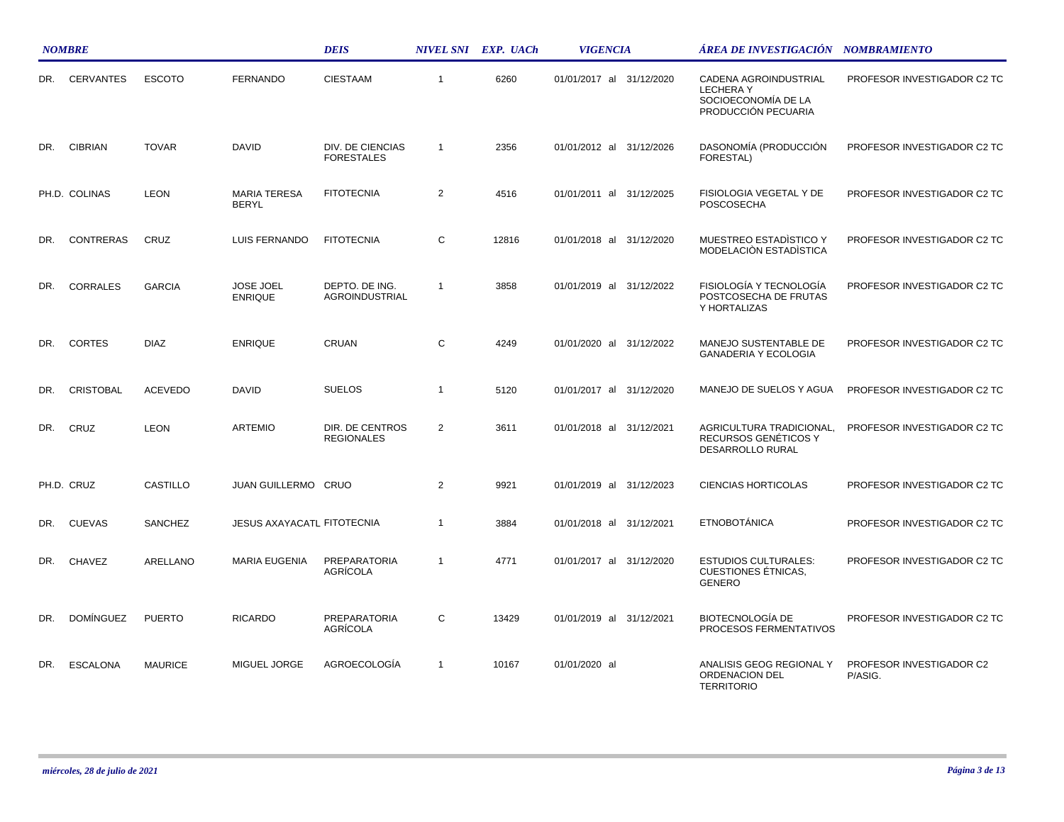| NOMBRE | | | | DEIS | NIVEL SNI | EXP. UACh | VIGENCIA | ÁREA DE INVESTIGACIÓN | NOMBRAMIENTO |
|---|---|---|---|---|---|---|---|---|---|
| DR. | CERVANTES | ESCOTO | FERNANDO | CIESTAAM | 1 | 6260 | 01/01/2017 al 31/12/2020 | CADENA AGROINDUSTRIAL LECHERA Y SOCIOECONOMÍA DE LA PRODUCCIÓN PECUARIA | PROFESOR INVESTIGADOR C2 TC |
| DR. | CIBRIAN | TOVAR | DAVID | DIV. DE CIENCIAS FORESTALES | 1 | 2356 | 01/01/2012 al 31/12/2026 | DASONOMÍA (PRODUCCIÓN FORESTAL) | PROFESOR INVESTIGADOR C2 TC |
| PH.D. | COLINAS | LEON | MARIA TERESA BERYL | FITOTECNIA | 2 | 4516 | 01/01/2011 al 31/12/2025 | FISIOLOGIA VEGETAL Y DE POSCOSECHA | PROFESOR INVESTIGADOR C2 TC |
| DR. | CONTRERAS | CRUZ | LUIS FERNANDO | FITOTECNIA | C | 12816 | 01/01/2018 al 31/12/2020 | MUESTREO ESTADÌSTICO Y MODELACIÒN ESTADÌSTICA | PROFESOR INVESTIGADOR C2 TC |
| DR. | CORRALES | GARCIA | JOSE JOEL ENRIQUE | DEPTO. DE ING. AGROINDUSTRIAL | 1 | 3858 | 01/01/2019 al 31/12/2022 | FISIOLOGÍA Y TECNOLOGÍA POSTCOSECHA DE FRUTAS Y HORTALIZAS | PROFESOR INVESTIGADOR C2 TC |
| DR. | CORTES | DIAZ | ENRIQUE | CRUAN | C | 4249 | 01/01/2020 al 31/12/2022 | MANEJO SUSTENTABLE DE GANADERIA Y ECOLOGIA | PROFESOR INVESTIGADOR C2 TC |
| DR. | CRISTOBAL | ACEVEDO | DAVID | SUELOS | 1 | 5120 | 01/01/2017 al 31/12/2020 | MANEJO DE SUELOS Y AGUA | PROFESOR INVESTIGADOR C2 TC |
| DR. | CRUZ | LEON | ARTEMIO | DIR. DE CENTROS REGIONALES | 2 | 3611 | 01/01/2018 al 31/12/2021 | AGRICULTURA TRADICIONAL, RECURSOS GENÉTICOS Y DESARROLLO RURAL | PROFESOR INVESTIGADOR C2 TC |
| PH.D. | CRUZ | CASTILLO | JUAN GUILLERMO | CRUO | 2 | 9921 | 01/01/2019 al 31/12/2023 | CIENCIAS HORTICOLAS | PROFESOR INVESTIGADOR C2 TC |
| DR. | CUEVAS | SANCHEZ | JESUS AXAYACATL | FITOTECNIA | 1 | 3884 | 01/01/2018 al 31/12/2021 | ETNOBOTÁNICA | PROFESOR INVESTIGADOR C2 TC |
| DR. | CHAVEZ | ARELLANO | MARIA EUGENIA | PREPARATORIA AGRÍCOLA | 1 | 4771 | 01/01/2017 al 31/12/2020 | ESTUDIOS CULTURALES: CUESTIONES ÉTNICAS, GENERO | PROFESOR INVESTIGADOR C2 TC |
| DR. | DOMÍNGUEZ | PUERTO | RICARDO | PREPARATORIA AGRÍCOLA | C | 13429 | 01/01/2019 al 31/12/2021 | BIOTECNOLOGÍA DE PROCESOS FERMENTATIVOS | PROFESOR INVESTIGADOR C2 TC |
| DR. | ESCALONA | MAURICE | MIGUEL JORGE | AGROECOLOGÍA | 1 | 10167 | 01/01/2020 al | ANALISIS GEOG REGIONAL Y ORDENACION DEL TERRITORIO | PROFESOR INVESTIGADOR C2 P/ASIG. |

*miércoles, 28 de julio de 2021*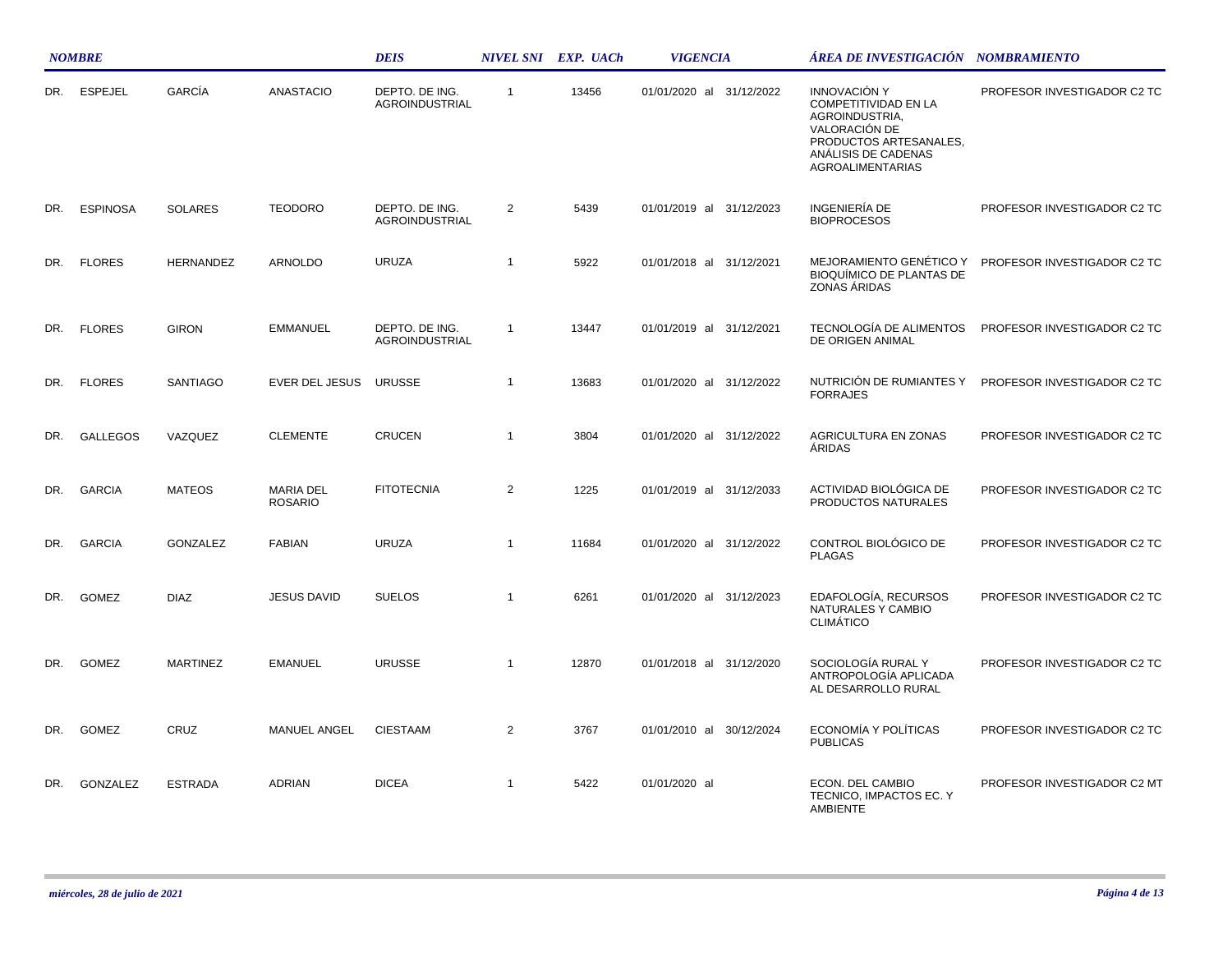| NOMBRE | | | | DEIS | NIVEL SNI | EXP. UACh | VIGENCIA | ÁREA DE INVESTIGACIÓN | NOMBRAMIENTO |
|---|---|---|---|---|---|---|---|---|---|
| DR. | ESPEJEL | GARCÍA | ANASTACIO | DEPTO. DE ING. AGROINDUSTRIAL | 1 | 13456 | 01/01/2020 al 31/12/2022 | INNOVACIÓN Y COMPETITIVIDAD EN LA AGROINDUSTRIA, VALORACIÓN DE PRODUCTOS ARTESANALES, ANÁLISIS DE CADENAS AGROALIMENTARIAS | PROFESOR INVESTIGADOR C2 TC |
| DR. | ESPINOSA | SOLARES | TEODORO | DEPTO. DE ING. AGROINDUSTRIAL | 2 | 5439 | 01/01/2019 al 31/12/2023 | INGENIERÍA DE BIOPROCESOS | PROFESOR INVESTIGADOR C2 TC |
| DR. | FLORES | HERNANDEZ | ARNOLDO | URUZA | 1 | 5922 | 01/01/2018 al 31/12/2021 | MEJORAMIENTO GENÉTICO Y BIOQUÍMICO DE PLANTAS DE ZONAS ÁRIDAS | PROFESOR INVESTIGADOR C2 TC |
| DR. | FLORES | GIRON | EMMANUEL | DEPTO. DE ING. AGROINDUSTRIAL | 1 | 13447 | 01/01/2019 al 31/12/2021 | TECNOLOGÍA DE ALIMENTOS DE ORIGEN ANIMAL | PROFESOR INVESTIGADOR C2 TC |
| DR. | FLORES | SANTIAGO | EVER DEL JESUS | URUSSE | 1 | 13683 | 01/01/2020 al 31/12/2022 | NUTRICIÓN DE RUMIANTES Y FORRAJES | PROFESOR INVESTIGADOR C2 TC |
| DR. | GALLEGOS | VAZQUEZ | CLEMENTE | CRUCEN | 1 | 3804 | 01/01/2020 al 31/12/2022 | AGRICULTURA EN ZONAS ÁRIDAS | PROFESOR INVESTIGADOR C2 TC |
| DR. | GARCIA | MATEOS | MARIA DEL ROSARIO | FITOTECNIA | 2 | 1225 | 01/01/2019 al 31/12/2033 | ACTIVIDAD BIOLÓGICA DE PRODUCTOS NATURALES | PROFESOR INVESTIGADOR C2 TC |
| DR. | GARCIA | GONZALEZ | FABIAN | URUZA | 1 | 11684 | 01/01/2020 al 31/12/2022 | CONTROL BIOLÓGICO DE PLAGAS | PROFESOR INVESTIGADOR C2 TC |
| DR. | GOMEZ | DIAZ | JESUS DAVID | SUELOS | 1 | 6261 | 01/01/2020 al 31/12/2023 | EDAFOLOGÍA, RECURSOS NATURALES Y CAMBIO CLIMÁTICO | PROFESOR INVESTIGADOR C2 TC |
| DR. | GOMEZ | MARTINEZ | EMANUEL | URUSSE | 1 | 12870 | 01/01/2018 al 31/12/2020 | SOCIOLOGÍA RURAL Y ANTROPOLOGÍA APLICADA AL DESARROLLO RURAL | PROFESOR INVESTIGADOR C2 TC |
| DR. | GOMEZ | CRUZ | MANUEL ANGEL | CIESTAAM | 2 | 3767 | 01/01/2010 al 30/12/2024 | ECONOMÍA Y POLÍTICAS PUBLICAS | PROFESOR INVESTIGADOR C2 TC |
| DR. | GONZALEZ | ESTRADA | ADRIAN | DICEA | 1 | 5422 | 01/01/2020 al | ECON. DEL CAMBIO TECNICO, IMPACTOS EC. Y AMBIENTE | PROFESOR INVESTIGADOR C2 MT |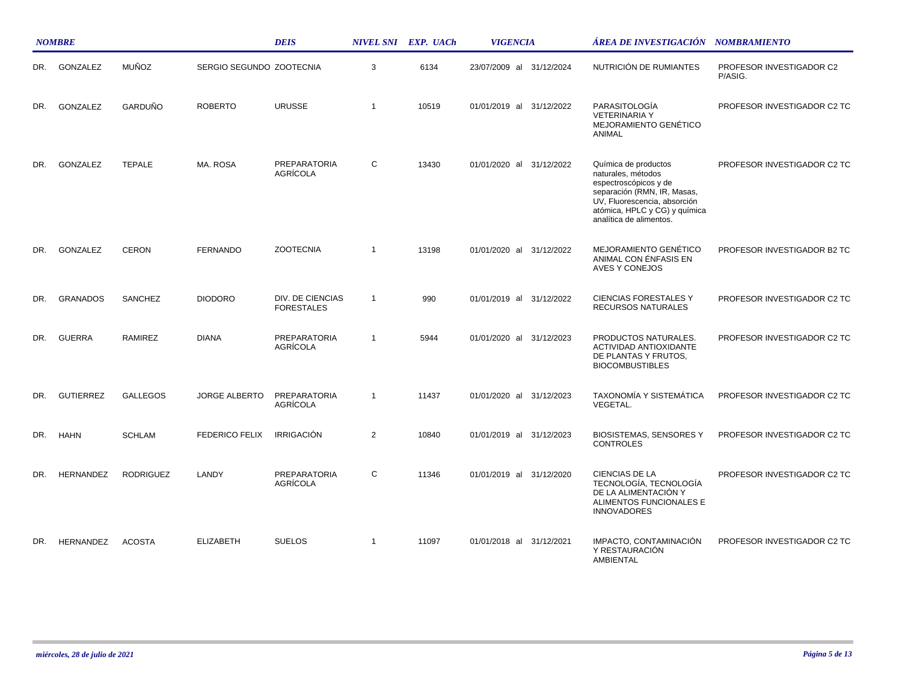| NOMBRE | | | | DEIS | NIVEL SNI | EXP. UACh | VIGENCIA | ÁREA DE INVESTIGACIÓN | NOMBRAMIENTO |
|---|---|---|---|---|---|---|---|---|---|
| DR. | GONZALEZ | MUÑOZ | SERGIO SEGUNDO | ZOOTECNIA | 3 | 6134 | 23/07/2009 al 31/12/2024 | NUTRICIÓN DE RUMIANTES | PROFESOR INVESTIGADOR C2 P/ASIG. |
| DR. | GONZALEZ | GARDUÑO | ROBERTO | URUSSE | 1 | 10519 | 01/01/2019 al 31/12/2022 | PARASITOLOGÍA VETERINARIA Y MEJORAMIENTO GENÉTICO ANIMAL | PROFESOR INVESTIGADOR C2 TC |
| DR. | GONZALEZ | TEPALE | MA. ROSA | PREPARATORIA AGRÍCOLA | C | 13430 | 01/01/2020 al 31/12/2022 | Química de productos naturales, métodos espectroscópicos y de separación (RMN, IR, Masas, UV, Fluorescencia, absorción atómica, HPLC y CG) y química analítica de alimentos. | PROFESOR INVESTIGADOR C2 TC |
| DR. | GONZALEZ | CERON | FERNANDO | ZOOTECNIA | 1 | 13198 | 01/01/2020 al 31/12/2022 | MEJORAMIENTO GENÉTICO ANIMAL CON ÉNFASIS EN AVES Y CONEJOS | PROFESOR INVESTIGADOR B2 TC |
| DR. | GRANADOS | SANCHEZ | DIODORO | DIV. DE CIENCIAS FORESTALES | 1 | 990 | 01/01/2019 al 31/12/2022 | CIENCIAS FORESTALES Y RECURSOS NATURALES | PROFESOR INVESTIGADOR C2 TC |
| DR. | GUERRA | RAMIREZ | DIANA | PREPARATORIA AGRÍCOLA | 1 | 5944 | 01/01/2020 al 31/12/2023 | PRODUCTOS NATURALES. ACTIVIDAD ANTIOXIDANTE DE PLANTAS Y FRUTOS, BIOCOMBUSTIBLES | PROFESOR INVESTIGADOR C2 TC |
| DR. | GUTIERREZ | GALLEGOS | JORGE ALBERTO | PREPARATORIA AGRÍCOLA | 1 | 11437 | 01/01/2020 al 31/12/2023 | TAXONOMÍA Y SISTEMÁTICA VEGETAL. | PROFESOR INVESTIGADOR C2 TC |
| DR. | HAHN | SCHLAM | FEDERICO FELIX | IRRIGACIÓN | 2 | 10840 | 01/01/2019 al 31/12/2023 | BIOSISTEMAS, SENSORES Y CONTROLES | PROFESOR INVESTIGADOR C2 TC |
| DR. | HERNANDEZ | RODRIGUEZ | LANDY | PREPARATORIA AGRÍCOLA | C | 11346 | 01/01/2019 al 31/12/2020 | CIENCIAS DE LA TECNOLOGÍA, TECNOLOGÍA DE LA ALIMENTACIÓN Y ALIMENTOS FUNCIONALES E INNOVADORES | PROFESOR INVESTIGADOR C2 TC |
| DR. | HERNANDEZ | ACOSTA | ELIZABETH | SUELOS | 1 | 11097 | 01/01/2018 al 31/12/2021 | IMPACTO, CONTAMINACIÓN Y RESTAURACIÓN AMBIENTAL | PROFESOR INVESTIGADOR C2 TC |

*miércoles, 28 de julio de 2021*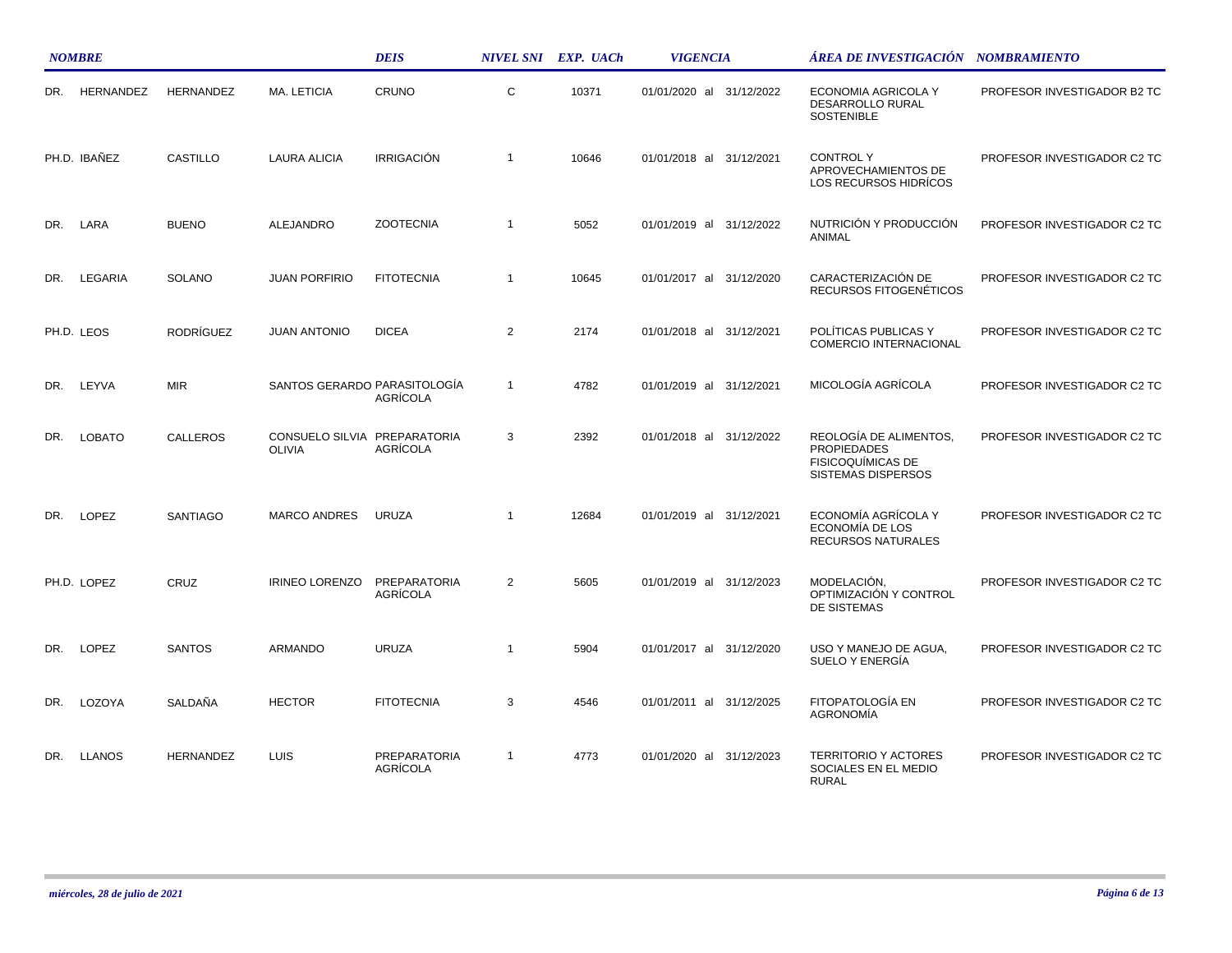| NOMBRE | | | | DEIS | NIVEL SNI | EXP. UACh | VIGENCIA | ÁREA DE INVESTIGACIÓN | NOMBRAMIENTO |
|---|---|---|---|---|---|---|---|---|---|
| DR. | HERNANDEZ | HERNANDEZ | MA. LETICIA | CRUNO | C | 10371 | 01/01/2020 al 31/12/2022 | ECONOMIA AGRICOLA Y DESARROLLO RURAL SOSTENIBLE | PROFESOR INVESTIGADOR B2 TC |
| PH.D. | IBAÑEZ | CASTILLO | LAURA ALICIA | IRRIGACIÓN | 1 | 10646 | 01/01/2018 al 31/12/2021 | CONTROL Y APROVECHAMIENTOS DE LOS RECURSOS HIDRÍCOS | PROFESOR INVESTIGADOR C2 TC |
| DR. | LARA | BUENO | ALEJANDRO | ZOOTECNIA | 1 | 5052 | 01/01/2019 al 31/12/2022 | NUTRICIÓN Y PRODUCCIÓN ANIMAL | PROFESOR INVESTIGADOR C2 TC |
| DR. | LEGARIA | SOLANO | JUAN PORFIRIO | FITOTECNIA | 1 | 10645 | 01/01/2017 al 31/12/2020 | CARACTERIZACIÓN DE RECURSOS FITOGENÉTICOS | PROFESOR INVESTIGADOR C2 TC |
| PH.D. | LEOS | RODRÍGUEZ | JUAN ANTONIO | DICEA | 2 | 2174 | 01/01/2018 al 31/12/2021 | POLÍTICAS PUBLICAS Y COMERCIO INTERNACIONAL | PROFESOR INVESTIGADOR C2 TC |
| DR. | LEYVA | MIR | SANTOS GERARDO | PARASITOLOGÍA AGRÍCOLA | 1 | 4782 | 01/01/2019 al 31/12/2021 | MICOLOGÍA AGRÍCOLA | PROFESOR INVESTIGADOR C2 TC |
| DR. | LOBATO | CALLEROS | CONSUELO SILVIA OLIVIA | PREPARATORIA AGRÍCOLA | 3 | 2392 | 01/01/2018 al 31/12/2022 | REOLOGÍA DE ALIMENTOS, PROPIEDADES FISICOQUÍMICAS DE SISTEMAS DISPERSOS | PROFESOR INVESTIGADOR C2 TC |
| DR. | LOPEZ | SANTIAGO | MARCO ANDRES | URUZA | 1 | 12684 | 01/01/2019 al 31/12/2021 | ECONOMÍA AGRÍCOLA Y ECONOMÍA DE LOS RECURSOS NATURALES | PROFESOR INVESTIGADOR C2 TC |
| PH.D. | LOPEZ | CRUZ | IRINEO LORENZO | PREPARATORIA AGRÍCOLA | 2 | 5605 | 01/01/2019 al 31/12/2023 | MODELACIÓN, OPTIMIZACIÓN Y CONTROL DE SISTEMAS | PROFESOR INVESTIGADOR C2 TC |
| DR. | LOPEZ | SANTOS | ARMANDO | URUZA | 1 | 5904 | 01/01/2017 al 31/12/2020 | USO Y MANEJO DE AGUA, SUELO Y ENERGÍA | PROFESOR INVESTIGADOR C2 TC |
| DR. | LOZOYA | SALDAÑA | HECTOR | FITOTECNIA | 3 | 4546 | 01/01/2011 al 31/12/2025 | FITOPATOLOGÍA EN AGRONOMÍA | PROFESOR INVESTIGADOR C2 TC |
| DR. | LLANOS | HERNANDEZ | LUIS | PREPARATORIA AGRÍCOLA | 1 | 4773 | 01/01/2020 al 31/12/2023 | TERRITORIO Y ACTORES SOCIALES EN EL MEDIO RURAL | PROFESOR INVESTIGADOR C2 TC |

*miércoles, 28 de julio de 2021*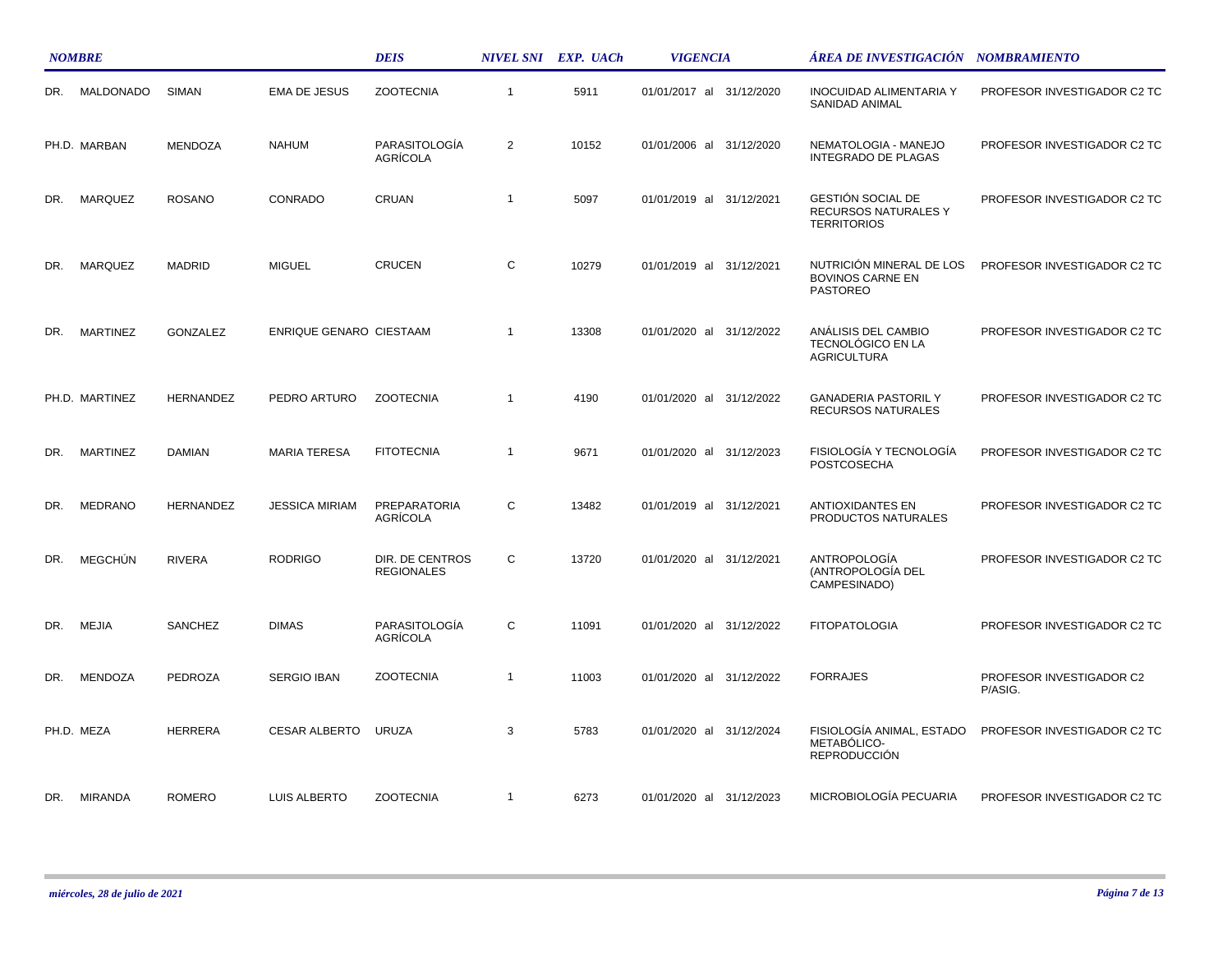| NOMBRE | | | | DEIS | NIVEL SNI | EXP. UACh | VIGENCIA | ÁREA DE INVESTIGACIÓN | NOMBRAMIENTO |
|---|---|---|---|---|---|---|---|---|---|
| DR. | MALDONADO | SIMAN | EMA DE JESUS | ZOOTECNIA | 1 | 5911 | 01/01/2017 al 31/12/2020 | INOCUIDAD ALIMENTARIA Y SANIDAD ANIMAL | PROFESOR INVESTIGADOR C2 TC |
| PH.D. | MARBAN | MENDOZA | NAHUM | PARASITOLOGÍA AGRÍCOLA | 2 | 10152 | 01/01/2006 al 31/12/2020 | NEMATOLOGIA - MANEJO INTEGRADO DE PLAGAS | PROFESOR INVESTIGADOR C2 TC |
| DR. | MARQUEZ | ROSANO | CONRADO | CRUAN | 1 | 5097 | 01/01/2019 al 31/12/2021 | GESTIÓN SOCIAL DE RECURSOS NATURALES Y TERRITORIOS | PROFESOR INVESTIGADOR C2 TC |
| DR. | MARQUEZ | MADRID | MIGUEL | CRUCEN | C | 10279 | 01/01/2019 al 31/12/2021 | NUTRICIÓN MINERAL DE LOS BOVINOS CARNE EN PASTOREO | PROFESOR INVESTIGADOR C2 TC |
| DR. | MARTINEZ | GONZALEZ | ENRIQUE GENARO | CIESTAAM | 1 | 13308 | 01/01/2020 al 31/12/2022 | ANÁLISIS DEL CAMBIO TECNOLÓGICO EN LA AGRICULTURA | PROFESOR INVESTIGADOR C2 TC |
| PH.D. | MARTINEZ | HERNANDEZ | PEDRO ARTURO | ZOOTECNIA | 1 | 4190 | 01/01/2020 al 31/12/2022 | GANADERIA PASTORIL Y RECURSOS NATURALES | PROFESOR INVESTIGADOR C2 TC |
| DR. | MARTINEZ | DAMIAN | MARIA TERESA | FITOTECNIA | 1 | 9671 | 01/01/2020 al 31/12/2023 | FISIOLOGÍA Y TECNOLOGÍA POSTCOSECHA | PROFESOR INVESTIGADOR C2 TC |
| DR. | MEDRANO | HERNANDEZ | JESSICA MIRIAM | PREPARATORIA AGRÍCOLA | C | 13482 | 01/01/2019 al 31/12/2021 | ANTIOXIDANTES EN PRODUCTOS NATURALES | PROFESOR INVESTIGADOR C2 TC |
| DR. | MEGCHÚN | RIVERA | RODRIGO | DIR. DE CENTROS REGIONALES | C | 13720 | 01/01/2020 al 31/12/2021 | ANTROPOLOGÍA (ANTROPOLOGÍA DEL CAMPESINADO) | PROFESOR INVESTIGADOR C2 TC |
| DR. | MEJIA | SANCHEZ | DIMAS | PARASITOLOGÍA AGRÍCOLA | C | 11091 | 01/01/2020 al 31/12/2022 | FITOPATOLOGIA | PROFESOR INVESTIGADOR C2 TC |
| DR. | MENDOZA | PEDROZA | SERGIO IBAN | ZOOTECNIA | 1 | 11003 | 01/01/2020 al 31/12/2022 | FORRAJES | PROFESOR INVESTIGADOR C2 P/ASIG. |
| PH.D. | MEZA | HERRERA | CESAR ALBERTO | URUZA | 3 | 5783 | 01/01/2020 al 31/12/2024 | FISIOLOGÍA ANIMAL, ESTADO METABÓLICO-REPRODUCCIÓN | PROFESOR INVESTIGADOR C2 TC |
| DR. | MIRANDA | ROMERO | LUIS ALBERTO | ZOOTECNIA | 1 | 6273 | 01/01/2020 al 31/12/2023 | MICROBIOLOGÍA PECUARIA | PROFESOR INVESTIGADOR C2 TC |

*miércoles, 28 de julio de 2021*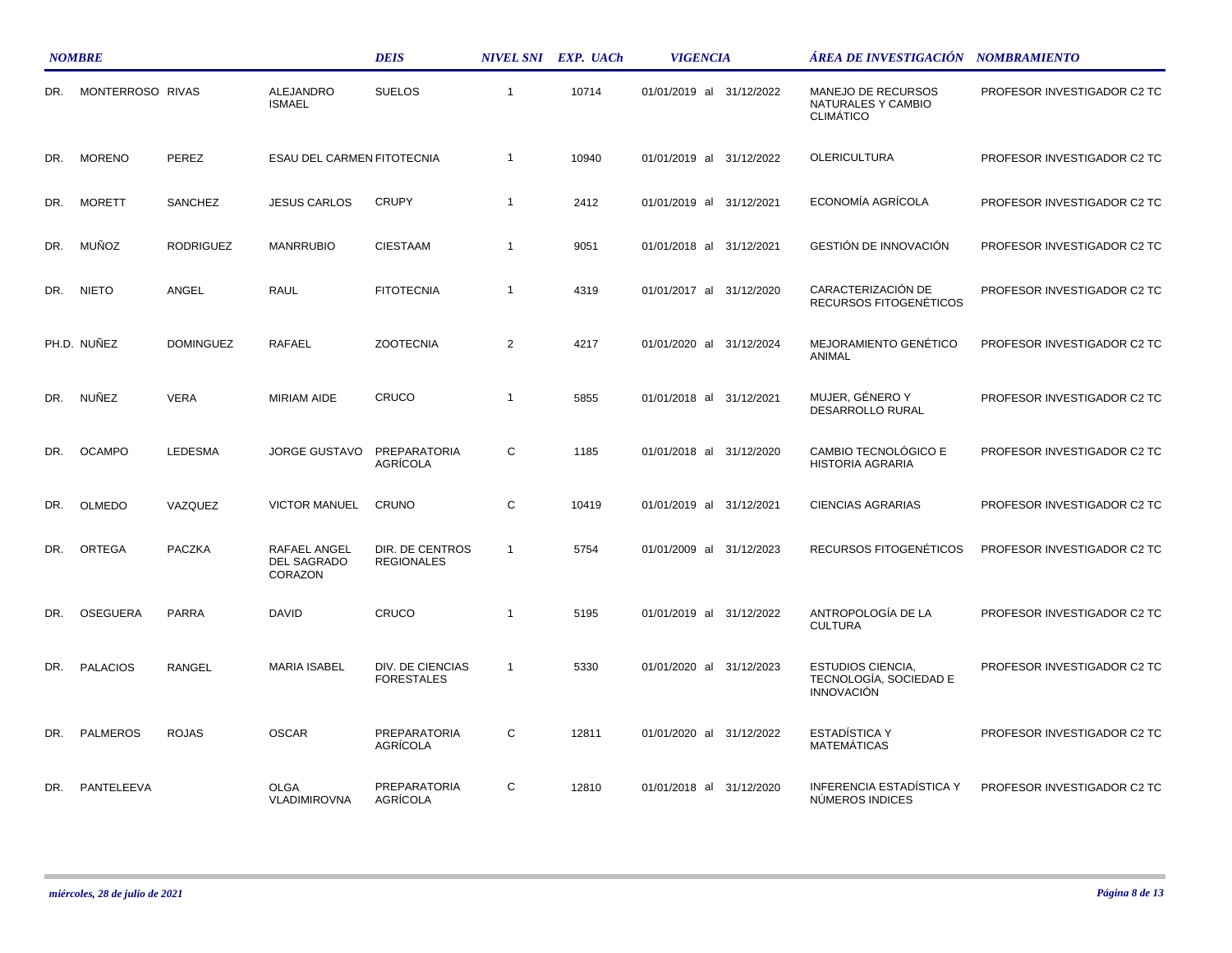| NOMBRE | | | | DEIS | NIVEL SNI | EXP. UACh | VIGENCIA | ÁREA DE INVESTIGACIÓN | NOMBRAMIENTO |
|---|---|---|---|---|---|---|---|---|---|
| DR. | MONTERROSO | RIVAS | ALEJANDRO ISMAEL | SUELOS | 1 | 10714 | 01/01/2019 al 31/12/2022 | MANEJO DE RECURSOS NATURALES Y CAMBIO CLIMÁTICO | PROFESOR INVESTIGADOR C2 TC |
| DR. | MORENO | PEREZ | ESAU DEL CARMEN | FITOTECNIA | 1 | 10940 | 01/01/2019 al 31/12/2022 | OLERICULTURA | PROFESOR INVESTIGADOR C2 TC |
| DR. | MORETT | SANCHEZ | JESUS CARLOS | CRUPY | 1 | 2412 | 01/01/2019 al 31/12/2021 | ECONOMÍA AGRÍCOLA | PROFESOR INVESTIGADOR C2 TC |
| DR. | MUÑOZ | RODRIGUEZ | MANRRUBIO | CIESTAAM | 1 | 9051 | 01/01/2018 al 31/12/2021 | GESTIÓN DE INNOVACIÓN | PROFESOR INVESTIGADOR C2 TC |
| DR. | NIETO | ANGEL | RAUL | FITOTECNIA | 1 | 4319 | 01/01/2017 al 31/12/2020 | CARACTERIZACIÓN DE RECURSOS FITOGENÉTICOS | PROFESOR INVESTIGADOR C2 TC |
| PH.D. | NUÑEZ | DOMINGUEZ | RAFAEL | ZOOTECNIA | 2 | 4217 | 01/01/2020 al 31/12/2024 | MEJORAMIENTO GENÉTICO ANIMAL | PROFESOR INVESTIGADOR C2 TC |
| DR. | NUÑEZ | VERA | MIRIAM AIDE | CRUCO | 1 | 5855 | 01/01/2018 al 31/12/2021 | MUJER, GÉNERO Y DESARROLLO RURAL | PROFESOR INVESTIGADOR C2 TC |
| DR. | OCAMPO | LEDESMA | JORGE GUSTAVO | PREPARATORIA AGRÍCOLA | C | 1185 | 01/01/2018 al 31/12/2020 | CAMBIO TECNOLÓGICO E HISTORIA AGRARIA | PROFESOR INVESTIGADOR C2 TC |
| DR. | OLMEDO | VAZQUEZ | VICTOR MANUEL | CRUNO | C | 10419 | 01/01/2019 al 31/12/2021 | CIENCIAS AGRARIAS | PROFESOR INVESTIGADOR C2 TC |
| DR. | ORTEGA | PACZKA | RAFAEL ANGEL DEL SAGRADO CORAZON | DIR. DE CENTROS REGIONALES | 1 | 5754 | 01/01/2009 al 31/12/2023 | RECURSOS FITOGENÉTICOS | PROFESOR INVESTIGADOR C2 TC |
| DR. | OSEGUERA | PARRA | DAVID | CRUCO | 1 | 5195 | 01/01/2019 al 31/12/2022 | ANTROPOLOGÍA DE LA CULTURA | PROFESOR INVESTIGADOR C2 TC |
| DR. | PALACIOS | RANGEL | MARIA ISABEL | DIV. DE CIENCIAS FORESTALES | 1 | 5330 | 01/01/2020 al 31/12/2023 | ESTUDIOS CIENCIA, TECNOLOGÍA, SOCIEDAD E INNOVACIÓN | PROFESOR INVESTIGADOR C2 TC |
| DR. | PALMEROS | ROJAS | OSCAR | PREPARATORIA AGRÍCOLA | C | 12811 | 01/01/2020 al 31/12/2022 | ESTADÍSTICA Y MATEMÁTICAS | PROFESOR INVESTIGADOR C2 TC |
| DR. | PANTELEEVA | | OLGA VLADIMIROVNA | PREPARATORIA AGRÍCOLA | C | 12810 | 01/01/2018 al 31/12/2020 | INFERENCIA ESTADÍSTICA Y NÚMEROS INDICES | PROFESOR INVESTIGADOR C2 TC |

*miércoles, 28 de julio de 2021*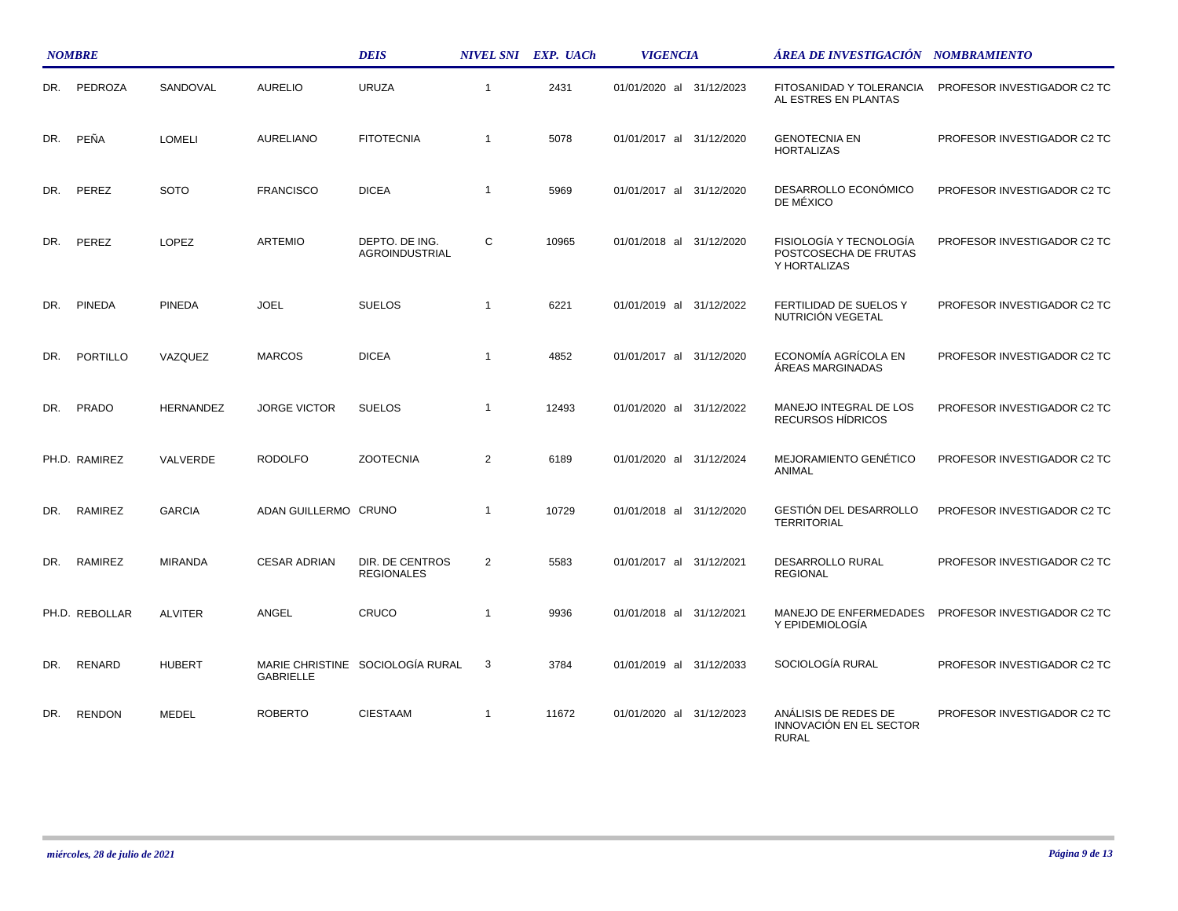| NOMBRE | | | | DEIS | NIVEL SNI | EXP. UACh | VIGENCIA | ÁREA DE INVESTIGACIÓN | NOMBRAMIENTO |
|---|---|---|---|---|---|---|---|---|---|
| DR. | PEDROZA | SANDOVAL | AURELIO | URUZA | 1 | 2431 | 01/01/2020 al 31/12/2023 | FITOSANIDAD Y TOLERANCIA AL ESTRES EN PLANTAS | PROFESOR INVESTIGADOR C2 TC |
| DR. | PEÑA | LOMELI | AURELIANO | FITOTECNIA | 1 | 5078 | 01/01/2017 al 31/12/2020 | GENOTECNIA EN HORTALIZAS | PROFESOR INVESTIGADOR C2 TC |
| DR. | PEREZ | SOTO | FRANCISCO | DICEA | 1 | 5969 | 01/01/2017 al 31/12/2020 | DESARROLLO ECONÓMICO DE MÉXICO | PROFESOR INVESTIGADOR C2 TC |
| DR. | PEREZ | LOPEZ | ARTEMIO | DEPTO. DE ING. AGROINDUSTRIAL | C | 10965 | 01/01/2018 al 31/12/2020 | FISIOLOGÍA Y TECNOLOGÍA POSTCOSECHA DE FRUTAS Y HORTALIZAS | PROFESOR INVESTIGADOR C2 TC |
| DR. | PINEDA | PINEDA | JOEL | SUELOS | 1 | 6221 | 01/01/2019 al 31/12/2022 | FERTILIDAD DE SUELOS Y NUTRICIÓN VEGETAL | PROFESOR INVESTIGADOR C2 TC |
| DR. | PORTILLO | VAZQUEZ | MARCOS | DICEA | 1 | 4852 | 01/01/2017 al 31/12/2020 | ECONOMÍA AGRÍCOLA EN ÁREAS MARGINADAS | PROFESOR INVESTIGADOR C2 TC |
| DR. | PRADO | HERNANDEZ | JORGE VICTOR | SUELOS | 1 | 12493 | 01/01/2020 al 31/12/2022 | MANEJO INTEGRAL DE LOS RECURSOS HÍDRICOS | PROFESOR INVESTIGADOR C2 TC |
| PH.D. | RAMIREZ | VALVERDE | RODOLFO | ZOOTECNIA | 2 | 6189 | 01/01/2020 al 31/12/2024 | MEJORAMIENTO GENÉTICO ANIMAL | PROFESOR INVESTIGADOR C2 TC |
| DR. | RAMIREZ | GARCIA | ADAN GUILLERMO | CRUNO | 1 | 10729 | 01/01/2018 al 31/12/2020 | GESTIÓN DEL DESARROLLO TERRITORIAL | PROFESOR INVESTIGADOR C2 TC |
| DR. | RAMIREZ | MIRANDA | CESAR ADRIAN | DIR. DE CENTROS REGIONALES | 2 | 5583 | 01/01/2017 al 31/12/2021 | DESARROLLO RURAL REGIONAL | PROFESOR INVESTIGADOR C2 TC |
| PH.D. | REBOLLAR | ALVITER | ANGEL | CRUCO | 1 | 9936 | 01/01/2018 al 31/12/2021 | MANEJO DE ENFERMEDADES Y EPIDEMIOLOGÍA | PROFESOR INVESTIGADOR C2 TC |
| DR. | RENARD | HUBERT | MARIE CHRISTINE GABRIELLE | SOCIOLOGÍA RURAL | 3 | 3784 | 01/01/2019 al 31/12/2033 | SOCIOLOGÍA RURAL | PROFESOR INVESTIGADOR C2 TC |
| DR. | RENDON | MEDEL | ROBERTO | CIESTAAM | 1 | 11672 | 01/01/2020 al 31/12/2023 | ANÁLISIS DE REDES DE INNOVACIÓN EN EL SECTOR RURAL | PROFESOR INVESTIGADOR C2 TC |

*miércoles, 28 de julio de 2021*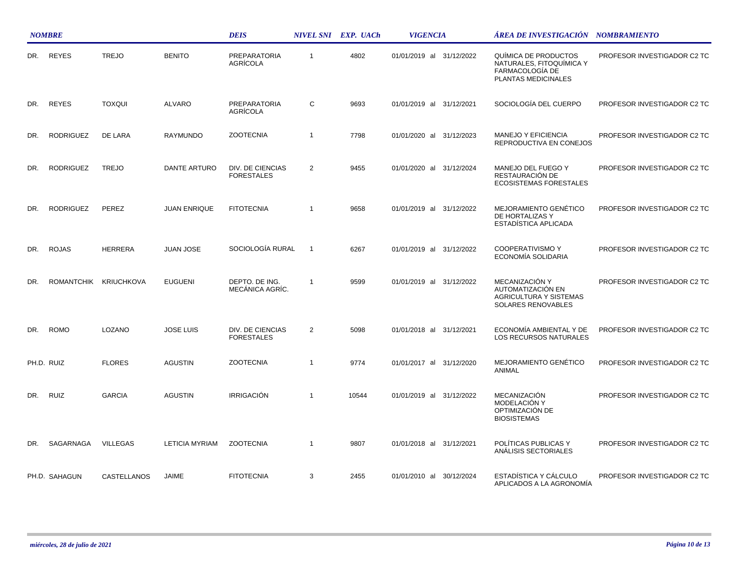| NOMBRE | | | | DEIS | NIVEL SNI | EXP. UACh | VIGENCIA | ÁREA DE INVESTIGACIÓN | NOMBRAMIENTO |
|---|---|---|---|---|---|---|---|---|---|
| DR. | REYES | TREJO | BENITO | PREPARATORIA AGRÍCOLA | 1 | 4802 | 01/01/2019 al 31/12/2022 | QUÍMICA DE PRODUCTOS NATURALES, FITOQUÍMICA Y FARMACOLOGÍA DE PLANTAS MEDICINALES | PROFESOR INVESTIGADOR C2 TC |
| DR. | REYES | TOXQUI | ALVARO | PREPARATORIA AGRÍCOLA | C | 9693 | 01/01/2019 al 31/12/2021 | SOCIOLOGÍA DEL CUERPO | PROFESOR INVESTIGADOR C2 TC |
| DR. | RODRIGUEZ | DE LARA | RAYMUNDO | ZOOTECNIA | 1 | 7798 | 01/01/2020 al 31/12/2023 | MANEJO Y EFICIENCIA REPRODUCTIVA EN CONEJOS | PROFESOR INVESTIGADOR C2 TC |
| DR. | RODRIGUEZ | TREJO | DANTE ARTURO | DIV. DE CIENCIAS FORESTALES | 2 | 9455 | 01/01/2020 al 31/12/2024 | MANEJO DEL FUEGO Y RESTAURACIÓN DE ECOSISTEMAS FORESTALES | PROFESOR INVESTIGADOR C2 TC |
| DR. | RODRIGUEZ | PEREZ | JUAN ENRIQUE | FITOTECNIA | 1 | 9658 | 01/01/2019 al 31/12/2022 | MEJORAMIENTO GENÉTICO DE HORTALIZAS Y ESTADÍSTICA APLICADA | PROFESOR INVESTIGADOR C2 TC |
| DR. | ROJAS | HERRERA | JUAN JOSE | SOCIOLOGÍA RURAL | 1 | 6267 | 01/01/2019 al 31/12/2022 | COOPERATIVISMO Y ECONOMÍA SOLIDARIA | PROFESOR INVESTIGADOR C2 TC |
| DR. | ROMANTCHIK | KRIUCHKOVA | EUGUENI | DEPTO. DE ING. MECÁNICA AGRÍC. | 1 | 9599 | 01/01/2019 al 31/12/2022 | MECANIZACIÓN Y AUTOMATIZACIÓN EN AGRICULTURA Y SISTEMAS SOLARES RENOVABLES | PROFESOR INVESTIGADOR C2 TC |
| DR. | ROMO | LOZANO | JOSE LUIS | DIV. DE CIENCIAS FORESTALES | 2 | 5098 | 01/01/2018 al 31/12/2021 | ECONOMÍA AMBIENTAL Y DE LOS RECURSOS NATURALES | PROFESOR INVESTIGADOR C2 TC |
| PH.D. | RUIZ | FLORES | AGUSTIN | ZOOTECNIA | 1 | 9774 | 01/01/2017 al 31/12/2020 | MEJORAMIENTO GENÉTICO ANIMAL | PROFESOR INVESTIGADOR C2 TC |
| DR. | RUIZ | GARCIA | AGUSTIN | IRRIGACIÓN | 1 | 10544 | 01/01/2019 al 31/12/2022 | MECANIZACIÓN MODELACIÓN Y OPTIMIZACIÓN DE BIOSISTEMAS | PROFESOR INVESTIGADOR C2 TC |
| DR. | SAGARNAGA | VILLEGAS | LETICIA MYRIAM | ZOOTECNIA | 1 | 9807 | 01/01/2018 al 31/12/2021 | POLÍTICAS PUBLICAS Y ANÁLISIS SECTORIALES | PROFESOR INVESTIGADOR C2 TC |
| PH.D. | SAHAGUN | CASTELLANOS | JAIME | FITOTECNIA | 3 | 2455 | 01/01/2010 al 30/12/2024 | ESTADÍSTICA Y CÁLCULO APLICADOS A LA AGRONOMÍA | PROFESOR INVESTIGADOR C2 TC |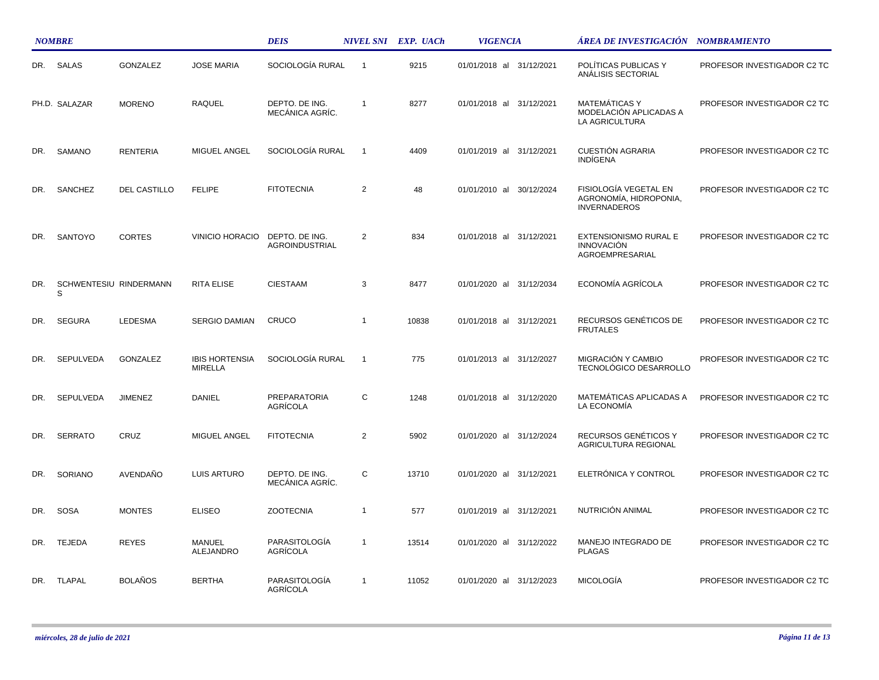| NOMBRE | | | | DEIS | NIVEL SNI | EXP. UACh | VIGENCIA | ÁREA DE INVESTIGACIÓN | NOMBRAMIENTO |
|---|---|---|---|---|---|---|---|---|---|
| DR. | SALAS | GONZALEZ | JOSE MARIA | SOCIOLOGÍA RURAL | 1 | 9215 | 01/01/2018 al 31/12/2021 | POLÍTICAS PUBLICAS Y ANÁLISIS SECTORIAL | PROFESOR INVESTIGADOR C2 TC |
| PH.D. | SALAZAR | MORENO | RAQUEL | DEPTO. DE ING. MECÁNICA AGRÍC. | 1 | 8277 | 01/01/2018 al 31/12/2021 | MATEMÁTICAS Y MODELACIÓN APLICADAS A LA AGRICULTURA | PROFESOR INVESTIGADOR C2 TC |
| DR. | SAMANO | RENTERIA | MIGUEL ANGEL | SOCIOLOGÍA RURAL | 1 | 4409 | 01/01/2019 al 31/12/2021 | CUESTIÓN AGRARIA INDÍGENA | PROFESOR INVESTIGADOR C2 TC |
| DR. | SANCHEZ | DEL CASTILLO | FELIPE | FITOTECNIA | 2 | 48 | 01/01/2010 al 30/12/2024 | FISIOLOGÍA VEGETAL EN AGRONOMÍA, HIDROPONIA, INVERNADEROS | PROFESOR INVESTIGADOR C2 TC |
| DR. | SANTOYO | CORTES | VINICIO HORACIO | DEPTO. DE ING. AGROINDUSTRIAL | 2 | 834 | 01/01/2018 al 31/12/2021 | EXTENSIONISMO RURAL E INNOVACIÓN AGROEMPRESARIAL | PROFESOR INVESTIGADOR C2 TC |
| DR. | SCHWENTESIUS | RINDERMANN | RITA ELISE | CIESTAAM | 3 | 8477 | 01/01/2020 al 31/12/2034 | ECONOMÍA AGRÍCOLA | PROFESOR INVESTIGADOR C2 TC |
| DR. | SEGURA | LEDESMA | SERGIO DAMIAN | CRUCO | 1 | 10838 | 01/01/2018 al 31/12/2021 | RECURSOS GENÉTICOS DE FRUTALES | PROFESOR INVESTIGADOR C2 TC |
| DR. | SEPULVEDA | GONZALEZ | IBIS HORTENSIA MIRELLA | SOCIOLOGÍA RURAL | 1 | 775 | 01/01/2013 al 31/12/2027 | MIGRACIÓN Y CAMBIO TECNOLÓGICO DESARROLLO | PROFESOR INVESTIGADOR C2 TC |
| DR. | SEPULVEDA | JIMENEZ | DANIEL | PREPARATORIA AGRÍCOLA | C | 1248 | 01/01/2018 al 31/12/2020 | MATEMÁTICAS APLICADAS A LA ECONOMÍA | PROFESOR INVESTIGADOR C2 TC |
| DR. | SERRATO | CRUZ | MIGUEL ANGEL | FITOTECNIA | 2 | 5902 | 01/01/2020 al 31/12/2024 | RECURSOS GENÉTICOS Y AGRICULTURA REGIONAL | PROFESOR INVESTIGADOR C2 TC |
| DR. | SORIANO | AVENDAÑO | LUIS ARTURO | DEPTO. DE ING. MECÁNICA AGRÍC. | C | 13710 | 01/01/2020 al 31/12/2021 | ELETRÓNICA Y CONTROL | PROFESOR INVESTIGADOR C2 TC |
| DR. | SOSA | MONTES | ELISEO | ZOOTECNIA | 1 | 577 | 01/01/2019 al 31/12/2021 | NUTRICIÓN ANIMAL | PROFESOR INVESTIGADOR C2 TC |
| DR. | TEJEDA | REYES | MANUEL ALEJANDRO | PARASITOLOGÍA AGRÍCOLA | 1 | 13514 | 01/01/2020 al 31/12/2022 | MANEJO INTEGRADO DE PLAGAS | PROFESOR INVESTIGADOR C2 TC |
| DR. | TLAPAL | BOLAÑOS | BERTHA | PARASITOLOGÍA AGRÍCOLA | 1 | 11052 | 01/01/2020 al 31/12/2023 | MICOLOGÍA | PROFESOR INVESTIGADOR C2 TC |

*miércoles, 28 de julio de 2021*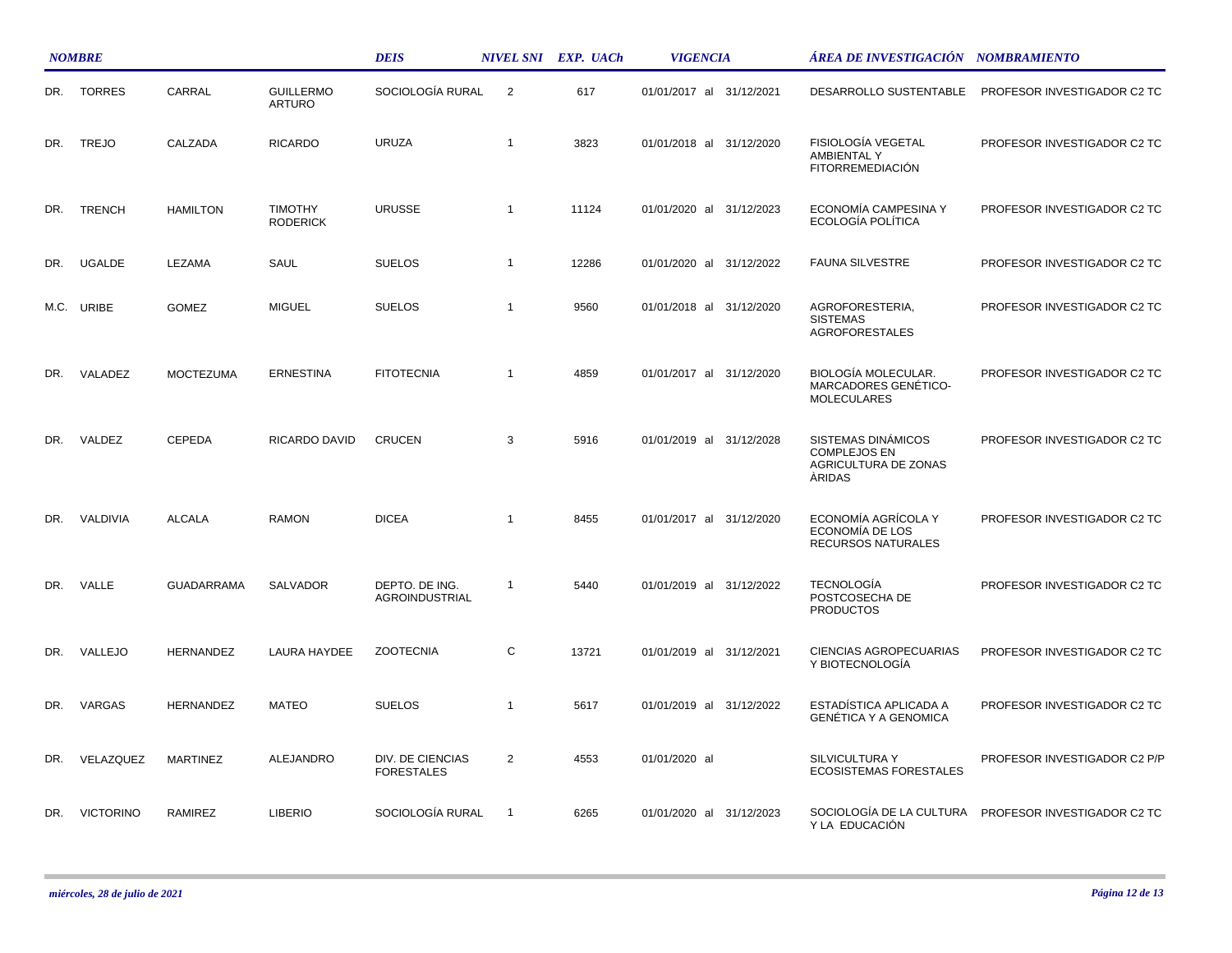| NOMBRE | | | | DEIS | NIVEL SNI | EXP. UACh | VIGENCIA | ÁREA DE INVESTIGACIÓN | NOMBRAMIENTO |
|---|---|---|---|---|---|---|---|---|---|
| DR. | TORRES | CARRAL | GUILLERMO ARTURO | SOCIOLOGÍA RURAL | 2 | 617 | 01/01/2017 al 31/12/2021 | DESARROLLO SUSTENTABLE | PROFESOR INVESTIGADOR C2 TC |
| DR. | TREJO | CALZADA | RICARDO | URUZA | 1 | 3823 | 01/01/2018 al 31/12/2020 | FISIOLOGÍA VEGETAL AMBIENTAL Y FITORREMEDIACIÓN | PROFESOR INVESTIGADOR C2 TC |
| DR. | TRENCH | HAMILTON | TIMOTHY RODERICK | URUSSE | 1 | 11124 | 01/01/2020 al 31/12/2023 | ECONOMÍA CAMPESINA Y ECOLOGÍA POLÍTICA | PROFESOR INVESTIGADOR C2 TC |
| DR. | UGALDE | LEZAMA | SAUL | SUELOS | 1 | 12286 | 01/01/2020 al 31/12/2022 | FAUNA SILVESTRE | PROFESOR INVESTIGADOR C2 TC |
| M.C. | URIBE | GOMEZ | MIGUEL | SUELOS | 1 | 9560 | 01/01/2018 al 31/12/2020 | AGROFORESTERIA, SISTEMAS AGROFORESTALES | PROFESOR INVESTIGADOR C2 TC |
| DR. | VALADEZ | MOCTEZUMA | ERNESTINA | FITOTECNIA | 1 | 4859 | 01/01/2017 al 31/12/2020 | BIOLOGÍA MOLECULAR. MARCADORES GENÉTICO-MOLECULARES | PROFESOR INVESTIGADOR C2 TC |
| DR. | VALDEZ | CEPEDA | RICARDO DAVID | CRUCEN | 3 | 5916 | 01/01/2019 al 31/12/2028 | SISTEMAS DINÁMICOS COMPLEJOS EN AGRICULTURA DE ZONAS ÀRIDAS | PROFESOR INVESTIGADOR C2 TC |
| DR. | VALDIVIA | ALCALA | RAMON | DICEA | 1 | 8455 | 01/01/2017 al 31/12/2020 | ECONOMÍA AGRÍCOLA Y ECONOMÍA DE LOS RECURSOS NATURALES | PROFESOR INVESTIGADOR C2 TC |
| DR. | VALLE | GUADARRAMA | SALVADOR | DEPTO. DE ING. AGROINDUSTRIAL | 1 | 5440 | 01/01/2019 al 31/12/2022 | TECNOLOGÍA POSTCOSECHA DE PRODUCTOS | PROFESOR INVESTIGADOR C2 TC |
| DR. | VALLEJO | HERNANDEZ | LAURA HAYDEE | ZOOTECNIA | C | 13721 | 01/01/2019 al 31/12/2021 | CIENCIAS AGROPECUARIAS Y BIOTECNOLOGÍA | PROFESOR INVESTIGADOR C2 TC |
| DR. | VARGAS | HERNANDEZ | MATEO | SUELOS | 1 | 5617 | 01/01/2019 al 31/12/2022 | ESTADÍSTICA APLICADA A GENÉTICA Y A GENOMICA | PROFESOR INVESTIGADOR C2 TC |
| DR. | VELAZQUEZ | MARTINEZ | ALEJANDRO | DIV. DE CIENCIAS FORESTALES | 2 | 4553 | 01/01/2020 al | SILVICULTURA Y ECOSISTEMAS FORESTALES | PROFESOR INVESTIGADOR C2 P/P |
| DR. | VICTORINO | RAMIREZ | LIBERIO | SOCIOLOGÍA RURAL | 1 | 6265 | 01/01/2020 al 31/12/2023 | SOCIOLOGÍA DE LA CULTURA Y LA EDUCACIÓN | PROFESOR INVESTIGADOR C2 TC |

*miércoles, 28 de julio de 2021*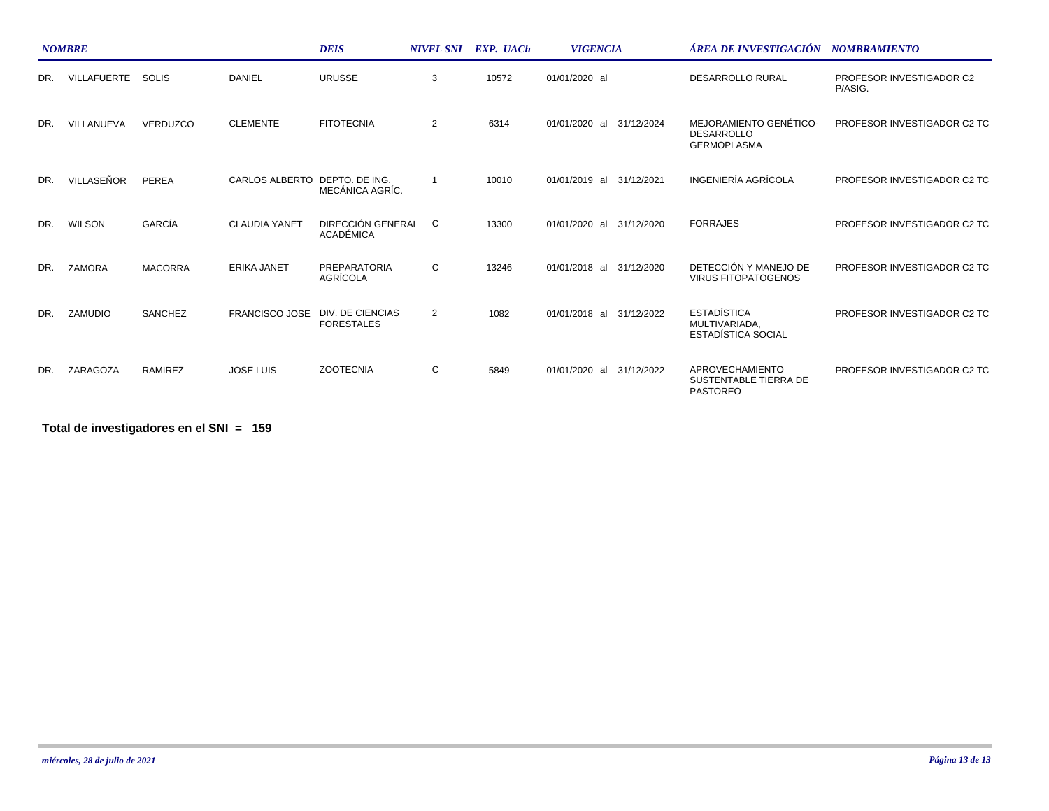| NOMBRE | | | | DEIS | NIVEL SNI | EXP. UACh | VIGENCIA | ÁREA DE INVESTIGACIÓN | NOMBRAMIENTO |
|---|---|---|---|---|---|---|---|---|---|
| DR. | VILLAFUERTE | SOLIS | DANIEL | URUSSE | 3 | 10572 | 01/01/2020 al | DESARROLLO RURAL | PROFESOR INVESTIGADOR C2 P/ASIG. |
| DR. | VILLANUEVA | VERDUZCO | CLEMENTE | FITOTECNIA | 2 | 6314 | 01/01/2020 al 31/12/2024 | MEJORAMIENTO GENÉTICO-DESARROLLO GERMOPLASMA | PROFESOR INVESTIGADOR C2 TC |
| DR. | VILLASEÑOR | PEREA | CARLOS ALBERTO | DEPTO. DE ING. MECÁNICA AGRÍC. | 1 | 10010 | 01/01/2019 al 31/12/2021 | INGENIERÍA AGRÍCOLA | PROFESOR INVESTIGADOR C2 TC |
| DR. | WILSON | GARCÍA | CLAUDIA YANET | DIRECCIÓN GENERAL ACADÉMICA | C | 13300 | 01/01/2020 al 31/12/2020 | FORRAJES | PROFESOR INVESTIGADOR C2 TC |
| DR. | ZAMORA | MACORRA | ERIKA JANET | PREPARATORIA AGRÍCOLA | C | 13246 | 01/01/2018 al 31/12/2020 | DETECCIÓN Y MANEJO DE VIRUS FITOPATOGENOS | PROFESOR INVESTIGADOR C2 TC |
| DR. | ZAMUDIO | SANCHEZ | FRANCISCO JOSE | DIV. DE CIENCIAS FORESTALES | 2 | 1082 | 01/01/2018 al 31/12/2022 | ESTADÍSTICA MULTIVARIADA, ESTADÍSTICA SOCIAL | PROFESOR INVESTIGADOR C2 TC |
| DR. | ZARAGOZA | RAMIREZ | JOSE LUIS | ZOOTECNIA | C | 5849 | 01/01/2020 al 31/12/2022 | APROVECHAMIENTO SUSTENTABLE TIERRA DE PASTOREO | PROFESOR INVESTIGADOR C2 TC |

**Total de investigadores en el SNI = 159**

*miércoles, 28 de julio de 2021*